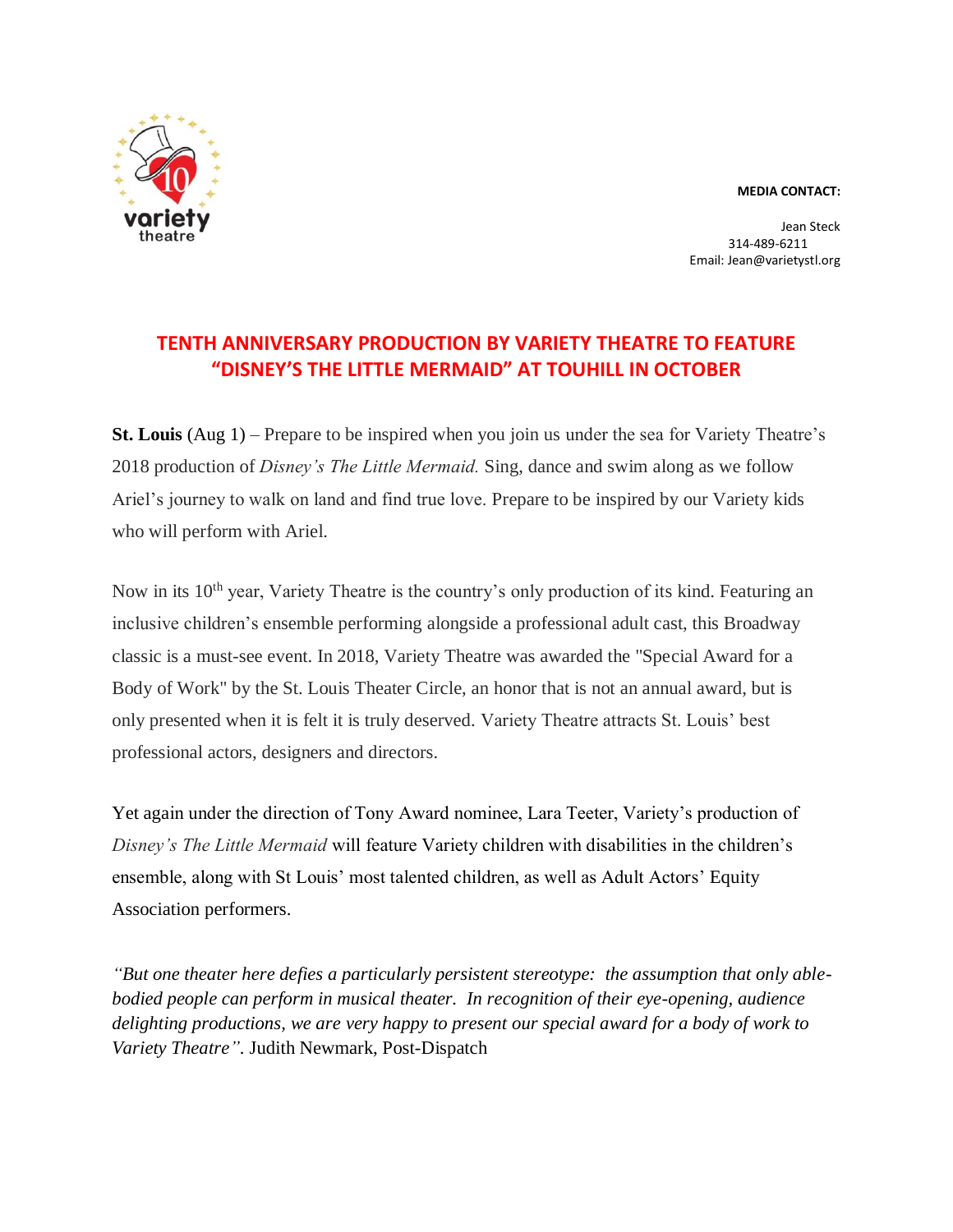**MEDIA CONTACT:**

Jean Steck
314-489-6211
Email: Jean@varietystl.org

# TENTH ANNIVERSARY PRODUCTION BY VARIETY THEATRE TO FEATURE "DISNEY'S THE LITTLE MERMAID" AT TOUHILL IN OCTOBER

**St. Louis** (Aug 1) – Prepare to be inspired when you join us under the sea for Variety Theatre's 2018 production of *Disney's The Little Mermaid.* Sing, dance and swim along as we follow Ariel's journey to walk on land and find true love. Prepare to be inspired by our Variety kids who will perform with Ariel.

Now in its 10th year, Variety Theatre is the country's only production of its kind. Featuring an inclusive children's ensemble performing alongside a professional adult cast, this Broadway classic is a must-see event. In 2018, Variety Theatre was awarded the "Special Award for a Body of Work" by the St. Louis Theater Circle, an honor that is not an annual award, but is only presented when it is felt it is truly deserved. Variety Theatre attracts St. Louis' best professional actors, designers and directors.

Yet again under the direction of Tony Award nominee, Lara Teeter, Variety's production of *Disney's The Little Mermaid* will feature Variety children with disabilities in the children's ensemble, along with St Louis' most talented children, as well as Adult Actors' Equity Association performers.

*"But one theater here defies a particularly persistent stereotype: the assumption that only able-bodied people can perform in musical theater. In recognition of their eye-opening, audience delighting productions, we are very happy to present our special award for a body of work to Variety Theatre".* Judith Newmark, Post-Dispatch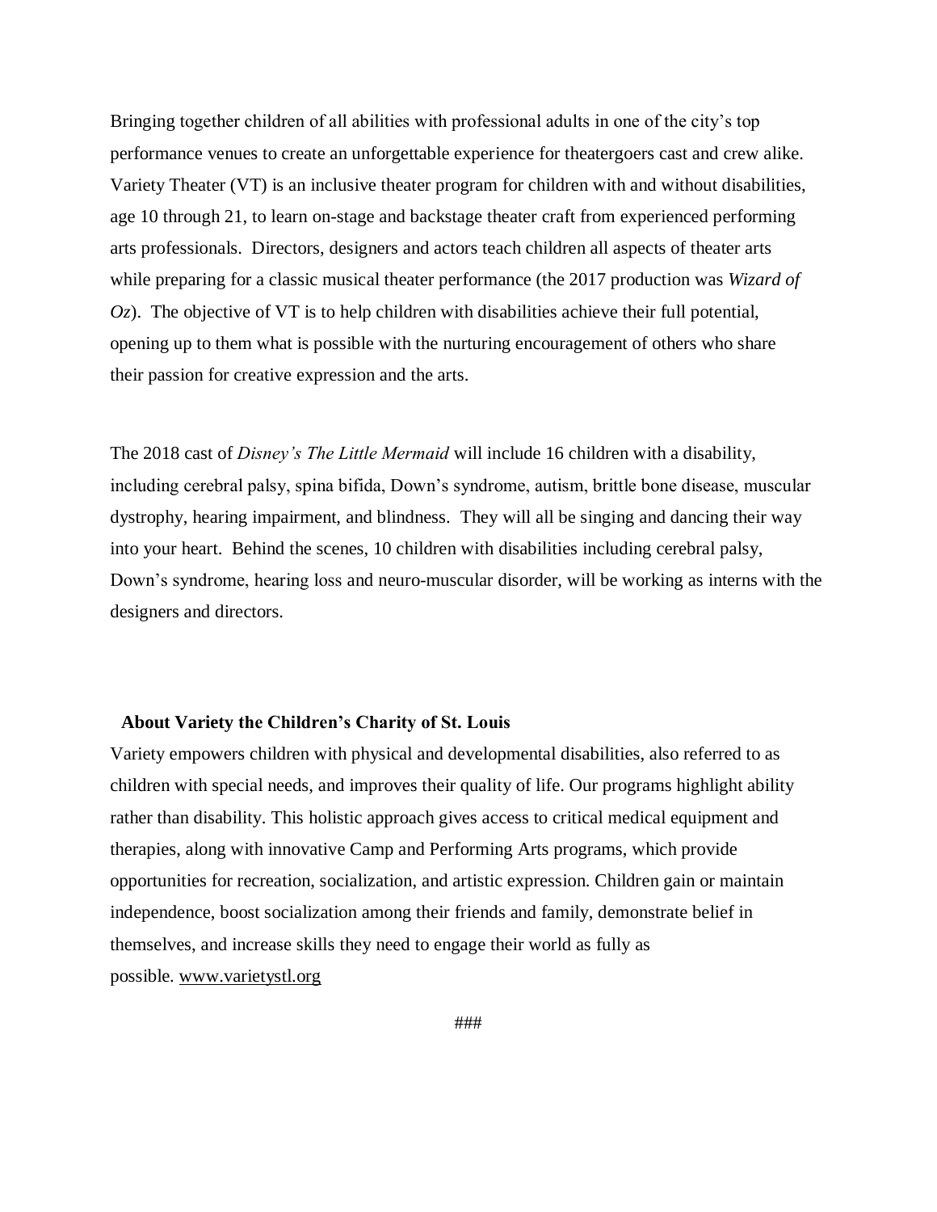Bringing together children of all abilities with professional adults in one of the city's top performance venues to create an unforgettable experience for theatergoers cast and crew alike. Variety Theater (VT) is an inclusive theater program for children with and without disabilities, age 10 through 21, to learn on-stage and backstage theater craft from experienced performing arts professionals. Directors, designers and actors teach children all aspects of theater arts while preparing for a classic musical theater performance (the 2017 production was *Wizard of Oz*). The objective of VT is to help children with disabilities achieve their full potential, opening up to them what is possible with the nurturing encouragement of others who share their passion for creative expression and the arts.

The 2018 cast of *Disney's The Little Mermaid* will include 16 children with a disability, including cerebral palsy, spina bifida, Down's syndrome, autism, brittle bone disease, muscular dystrophy, hearing impairment, and blindness. They will all be singing and dancing their way into your heart. Behind the scenes, 10 children with disabilities including cerebral palsy, Down's syndrome, hearing loss and neuro-muscular disorder, will be working as interns with the designers and directors.

**About Variety the Children's Charity of St. Louis**

Variety empowers children with physical and developmental disabilities, also referred to as children with special needs, and improves their quality of life. Our programs highlight ability rather than disability. This holistic approach gives access to critical medical equipment and therapies, along with innovative Camp and Performing Arts programs, which provide opportunities for recreation, socialization, and artistic expression. Children gain or maintain independence, boost socialization among their friends and family, demonstrate belief in themselves, and increase skills they need to engage their world as fully as possible. www.varietystl.org

###